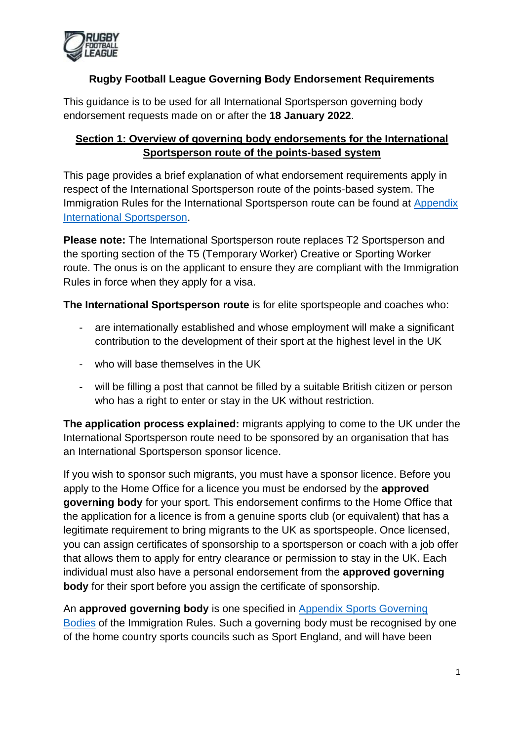# Rugby Football League Governing Body Endorsement Requirements

This guidance is to be used for all International Sportsperson governing body endorsement requests made on or after the **18 January 2022**.

## Section 1: Overview of governing body endorsements for the International Sportsperson route of the points-based system

This page provides a brief explanation of what endorsement requirements apply in respect of the International Sportsperson route of the points-based system. The Immigration Rules for the International Sportsperson route can be found at [Appendix International Sportsperson](Appendix International Sportsperson).

**Please note:** The International Sportsperson route replaces T2 Sportsperson and the sporting section of the T5 (Temporary Worker) Creative or Sporting Worker route. The onus is on the applicant to ensure they are compliant with the Immigration Rules in force when they apply for a visa.

**The International Sportsperson route** is for elite sportspeople and coaches who:

- are internationally established and whose employment will make a significant contribution to the development of their sport at the highest level in the UK
- who will base themselves in the UK
- will be filling a post that cannot be filled by a suitable British citizen or person who has a right to enter or stay in the UK without restriction.

**The application process explained:** migrants applying to come to the UK under the International Sportsperson route need to be sponsored by an organisation that has an International Sportsperson sponsor licence.

If you wish to sponsor such migrants, you must have a sponsor licence. Before you apply to the Home Office for a licence you must be endorsed by the **approved governing body** for your sport. This endorsement confirms to the Home Office that the application for a licence is from a genuine sports club (or equivalent) that has a legitimate requirement to bring migrants to the UK as sportspeople. Once licensed, you can assign certificates of sponsorship to a sportsperson or coach with a job offer that allows them to apply for entry clearance or permission to stay in the UK. Each individual must also have a personal endorsement from the **approved governing body** for their sport before you assign the certificate of sponsorship.

An **approved governing body** is one specified in [Appendix Sports Governing Bodies](Appendix Sports Governing Bodies) of the Immigration Rules. Such a governing body must be recognised by one of the home country sports councils such as Sport England, and will have been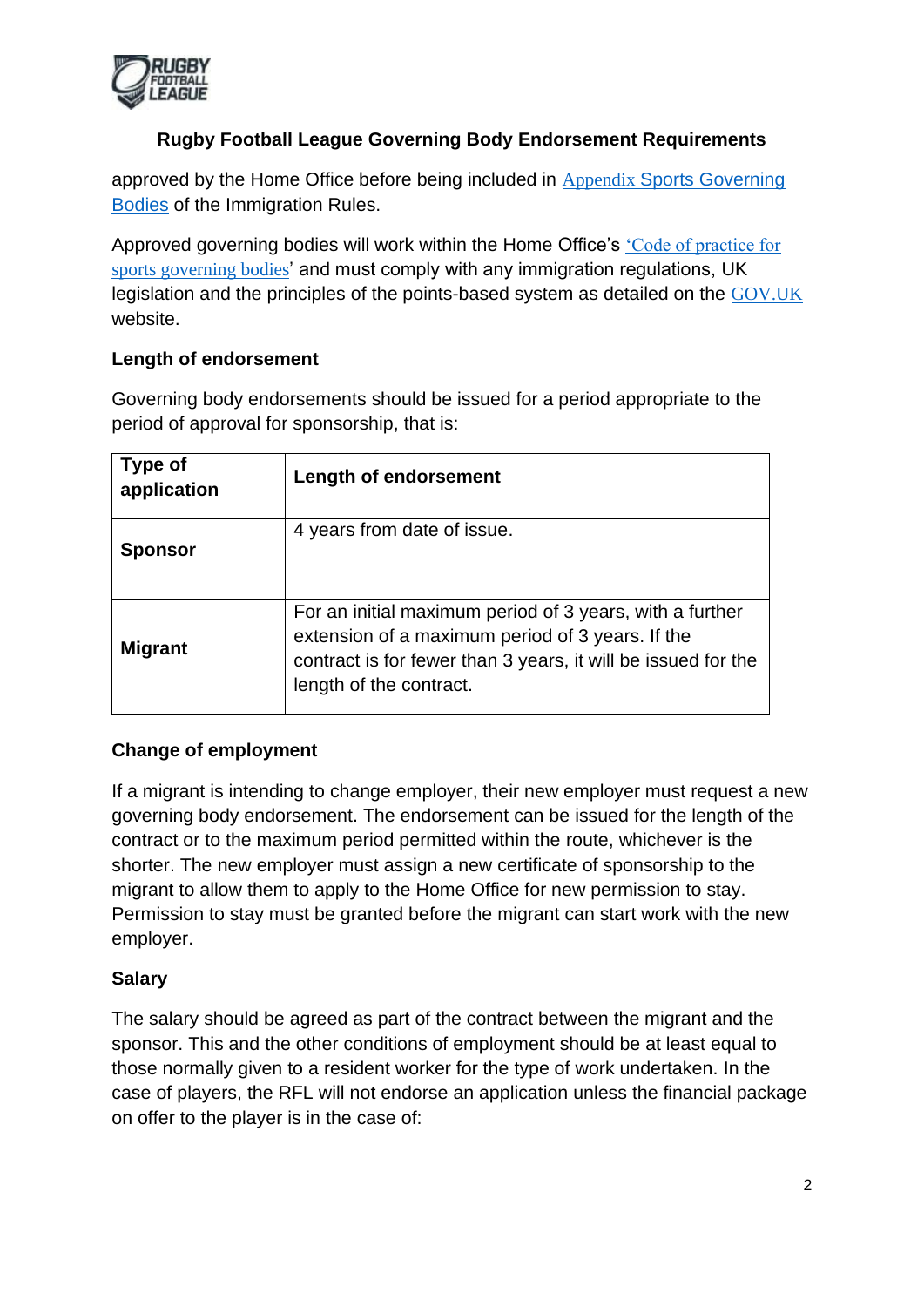approved by the Home Office before being included in [Appendix Sports Governing Bodies]() of the Immigration Rules.

Approved governing bodies will work within the Home Office's '[Code of practice for sports governing bodies]()' and must comply with any immigration regulations, UK legislation and the principles of the points-based system as detailed on the [GOV.UK]() website.

**Length of endorsement**

Governing body endorsements should be issued for a period appropriate to the period of approval for sponsorship, that is:

| Type of application | Length of endorsement |
|---|---|
| **Sponsor** | 4 years from date of issue. |
| **Migrant** | For an initial maximum period of 3 years, with a further extension of a maximum period of 3 years. If the contract is for fewer than 3 years, it will be issued for the length of the contract. |

**Change of employment**

If a migrant is intending to change employer, their new employer must request a new governing body endorsement. The endorsement can be issued for the length of the contract or to the maximum period permitted within the route, whichever is the shorter. The new employer must assign a new certificate of sponsorship to the migrant to allow them to apply to the Home Office for new permission to stay. Permission to stay must be granted before the migrant can start work with the new employer.

**Salary**

The salary should be agreed as part of the contract between the migrant and the sponsor. This and the other conditions of employment should be at least equal to those normally given to a resident worker for the type of work undertaken. In the case of players, the RFL will not endorse an application unless the financial package on offer to the player is in the case of: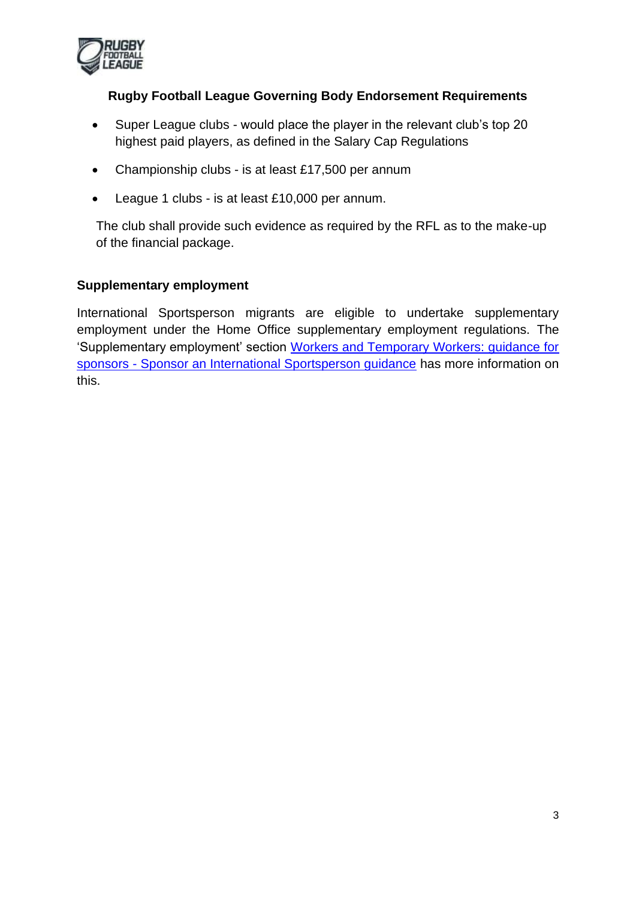**Rugby Football League Governing Body Endorsement Requirements**

- Super League clubs - would place the player in the relevant club's top 20 highest paid players, as defined in the Salary Cap Regulations
- Championship clubs - is at least £17,500 per annum
- League 1 clubs - is at least £10,000 per annum.

The club shall provide such evidence as required by the RFL as to the make-up of the financial package.

**Supplementary employment**

International Sportsperson migrants are eligible to undertake supplementary employment under the Home Office supplementary employment regulations. The 'Supplementary employment' section [Workers and Temporary Workers: guidance for sponsors - Sponsor an International Sportsperson guidance] has more information on this.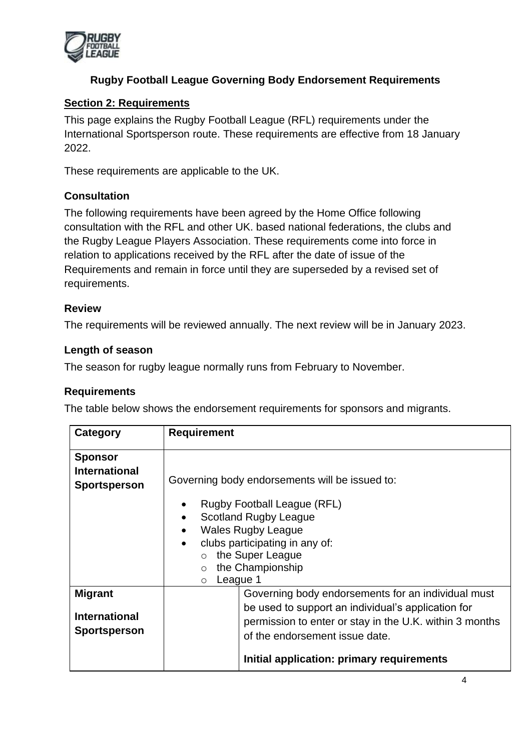**Rugby Football League Governing Body Endorsement Requirements**

## Section 2: Requirements

This page explains the Rugby Football League (RFL) requirements under the International Sportsperson route. These requirements are effective from 18 January 2022.

These requirements are applicable to the UK.

### Consultation

The following requirements have been agreed by the Home Office following consultation with the RFL and other UK. based national federations, the clubs and the Rugby League Players Association. These requirements come into force in relation to applications received by the RFL after the date of issue of the Requirements and remain in force until they are superseded by a revised set of requirements.

### Review

The requirements will be reviewed annually. The next review will be in January 2023.

### Length of season

The season for rugby league normally runs from February to November.

### Requirements

The table below shows the endorsement requirements for sponsors and migrants.

| Category | Requirement | |
|---|---|---|
| **Sponsor International Sportsperson** | Governing body endorsements will be issued to:<br>• Rugby Football League (RFL)<br>• Scotland Rugby League<br>• Wales Rugby League<br>• clubs participating in any of:<br>  ○ the Super League<br>  ○ the Championship<br>  ○ League 1 | |
| **Migrant International Sportsperson** | | Governing body endorsements for an individual must be used to support an individual's application for permission to enter or stay in the U.K. within 3 months of the endorsement issue date.<br><br>**Initial application: primary requirements** |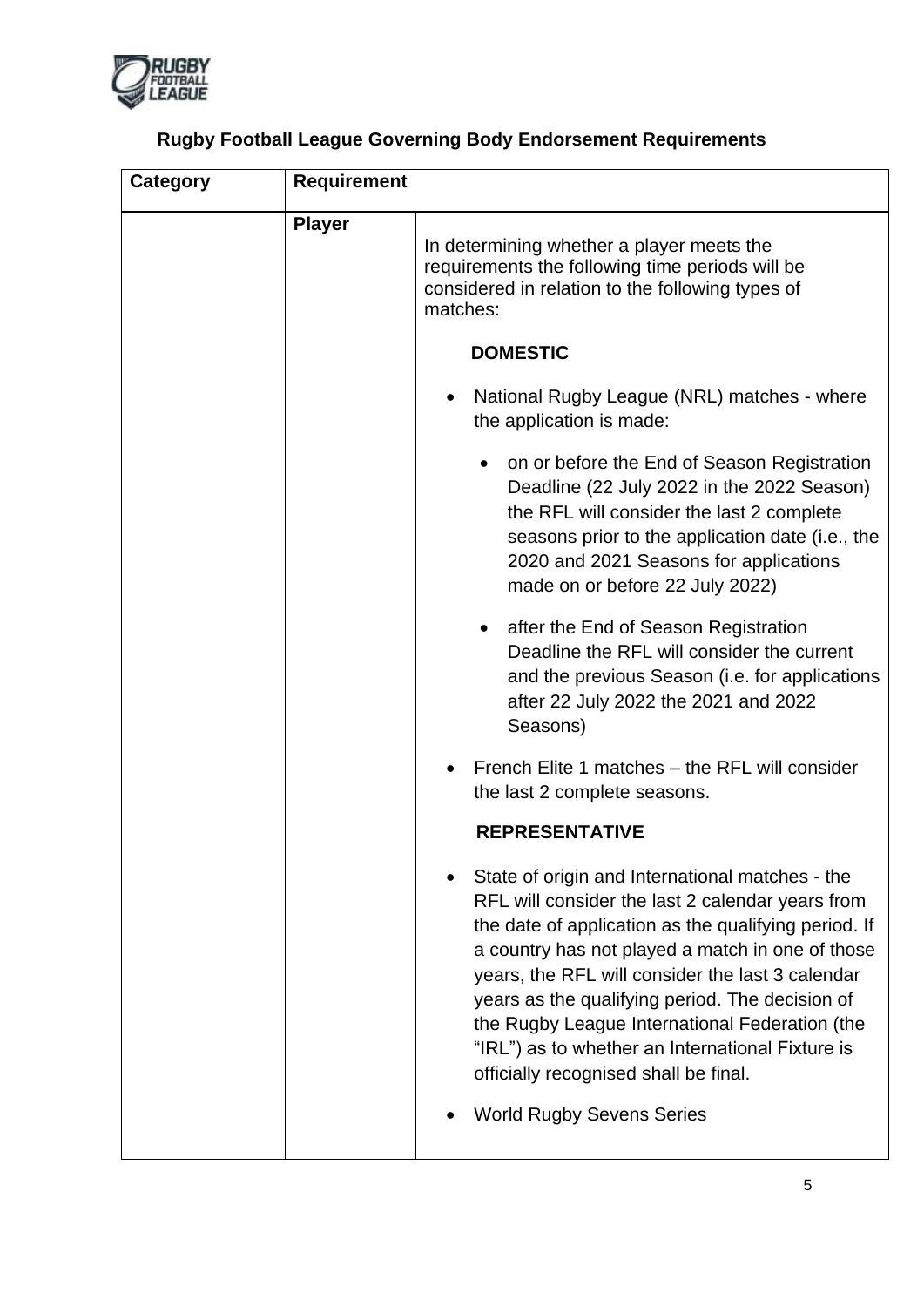## Rugby Football League Governing Body Endorsement Requirements

| Category | Requirement | |
|---|---|---|
| | **Player** | In determining whether a player meets the requirements the following time periods will be considered in relation to the following types of matches:<br><br>**DOMESTIC**<br><br>• National Rugby League (NRL) matches - where the application is made:<br>&nbsp;&nbsp;&nbsp;&nbsp;• on or before the End of Season Registration Deadline (22 July 2022 in the 2022 Season) the RFL will consider the last 2 complete seasons prior to the application date (i.e., the 2020 and 2021 Seasons for applications made on or before 22 July 2022)<br>&nbsp;&nbsp;&nbsp;&nbsp;• after the End of Season Registration Deadline the RFL will consider the current and the previous Season (i.e. for applications after 22 July 2022 the 2021 and 2022 Seasons)<br><br>• French Elite 1 matches – the RFL will consider the last 2 complete seasons.<br><br>**REPRESENTATIVE**<br><br>• State of origin and International matches - the RFL will consider the last 2 calendar years from the date of application as the qualifying period. If a country has not played a match in one of those years, the RFL will consider the last 3 calendar years as the qualifying period. The decision of the Rugby League International Federation (the "IRL") as to whether an International Fixture is officially recognised shall be final.<br><br>• World Rugby Sevens Series |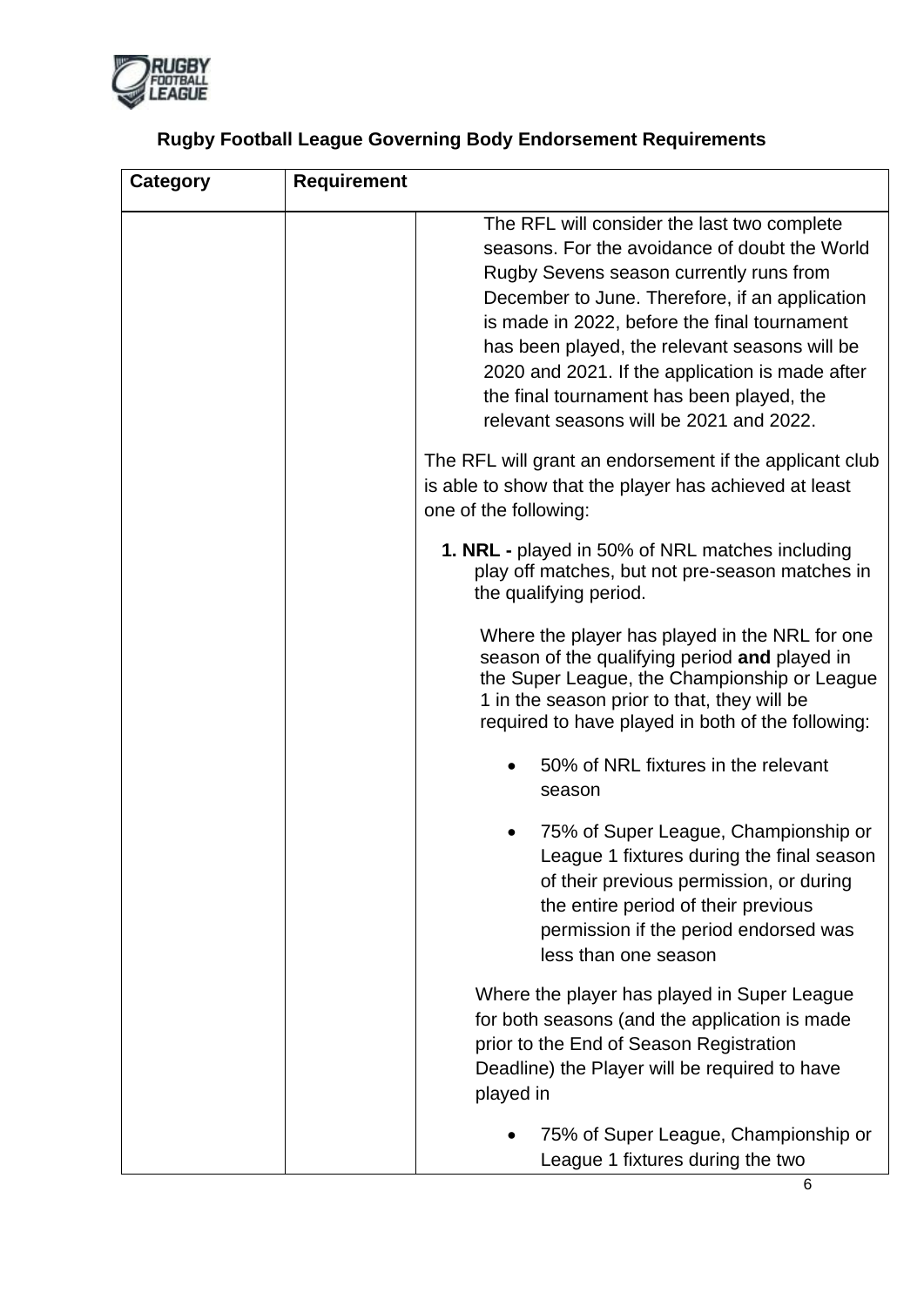## Rugby Football League Governing Body Endorsement Requirements

| Category | Requirement | |
|---|---|---|
| | | The RFL will consider the last two complete seasons. For the avoidance of doubt the World Rugby Sevens season currently runs from December to June. Therefore, if an application is made in 2022, before the final tournament has been played, the relevant seasons will be 2020 and 2021. If the application is made after the final tournament has been played, the relevant seasons will be 2021 and 2022.<br><br>The RFL will grant an endorsement if the applicant club is able to show that the player has achieved at least one of the following:<br><br>**1. NRL -** played in 50% of NRL matches including play off matches, but not pre-season matches in the qualifying period.<br><br>Where the player has played in the NRL for one season of the qualifying period **and** played in the Super League, the Championship or League 1 in the season prior to that, they will be required to have played in both of the following:<br><br>• 50% of NRL fixtures in the relevant season<br><br>• 75% of Super League, Championship or League 1 fixtures during the final season of their previous permission, or during the entire period of their previous permission if the period endorsed was less than one season<br><br>Where the player has played in Super League for both seasons (and the application is made prior to the End of Season Registration Deadline) the Player will be required to have played in<br><br>• 75% of Super League, Championship or League 1 fixtures during the two |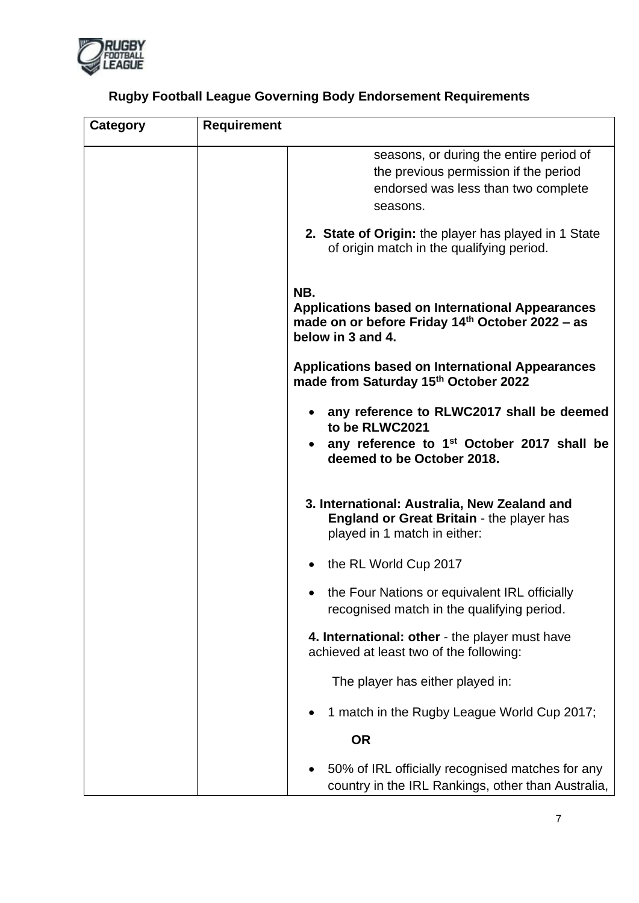**Rugby Football League Governing Body Endorsement Requirements**

| Category | Requirement | |
|---|---|---|
| | | seasons, or during the entire period of the previous permission if the period endorsed was less than two complete seasons.<br><br>**2. State of Origin:** the player has played in 1 State of origin match in the qualifying period.<br><br>**NB.**<br>**Applications based on International Appearances made on or before Friday 14th October 2022 – as below in 3 and 4.**<br><br>**Applications based on International Appearances made from Saturday 15th October 2022**<br><br>• **any reference to RLWC2017 shall be deemed to be RLWC2021**<br>• **any reference to 1st October 2017 shall be deemed to be October 2018.**<br><br>**3. International: Australia, New Zealand and England or Great Britain** - the player has played in 1 match in either:<br><br>• the RL World Cup 2017<br><br>• the Four Nations or equivalent IRL officially recognised match in the qualifying period.<br><br>**4. International: other** - the player must have achieved at least two of the following:<br><br>The player has either played in:<br><br>• 1 match in the Rugby League World Cup 2017;<br><br>**OR**<br><br>• 50% of IRL officially recognised matches for any country in the IRL Rankings, other than Australia, |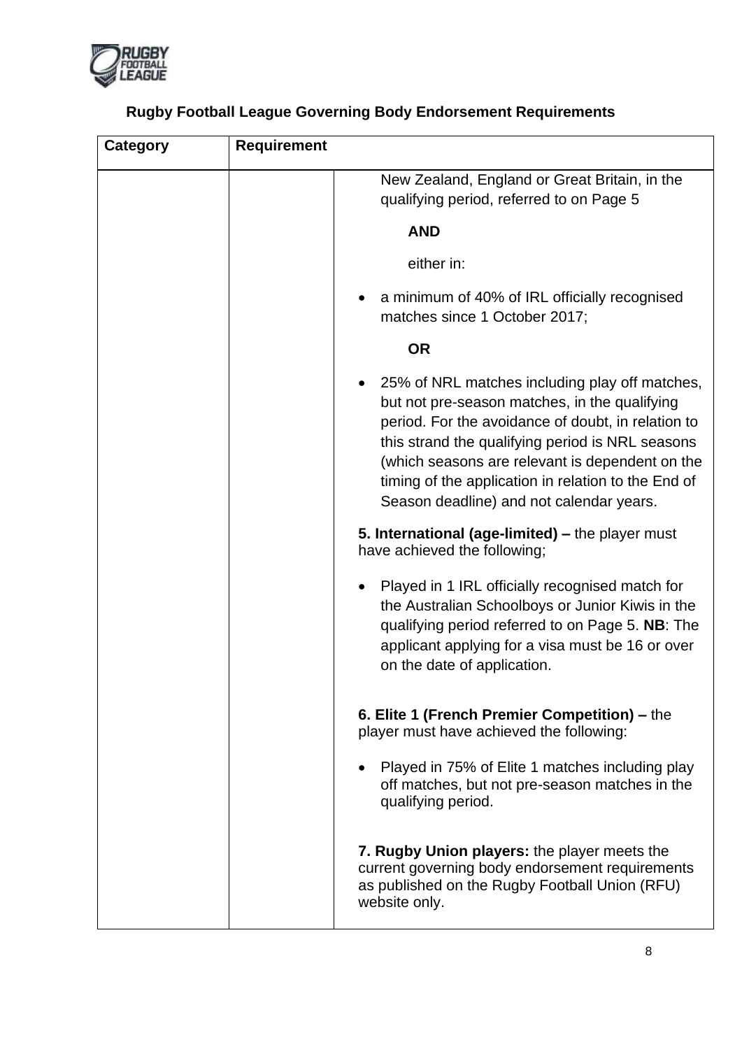## Rugby Football League Governing Body Endorsement Requirements

| Category | Requirement | |
|---|---|---|
| | | New Zealand, England or Great Britain, in the qualifying period, referred to on Page 5<br><br>**AND**<br><br>either in:<br><br>• a minimum of 40% of IRL officially recognised matches since 1 October 2017;<br><br>**OR**<br><br>• 25% of NRL matches including play off matches, but not pre-season matches, in the qualifying period. For the avoidance of doubt, in relation to this strand the qualifying period is NRL seasons (which seasons are relevant is dependent on the timing of the application in relation to the End of Season deadline) and not calendar years.<br><br>**5. International (age-limited) –** the player must have achieved the following;<br><br>• Played in 1 IRL officially recognised match for the Australian Schoolboys or Junior Kiwis in the qualifying period referred to on Page 5. **NB**: The applicant applying for a visa must be 16 or over on the date of application.<br><br>**6. Elite 1 (French Premier Competition) –** the player must have achieved the following:<br><br>• Played in 75% of Elite 1 matches including play off matches, but not pre-season matches in the qualifying period.<br><br>**7. Rugby Union players:** the player meets the current governing body endorsement requirements as published on the Rugby Football Union (RFU) website only. |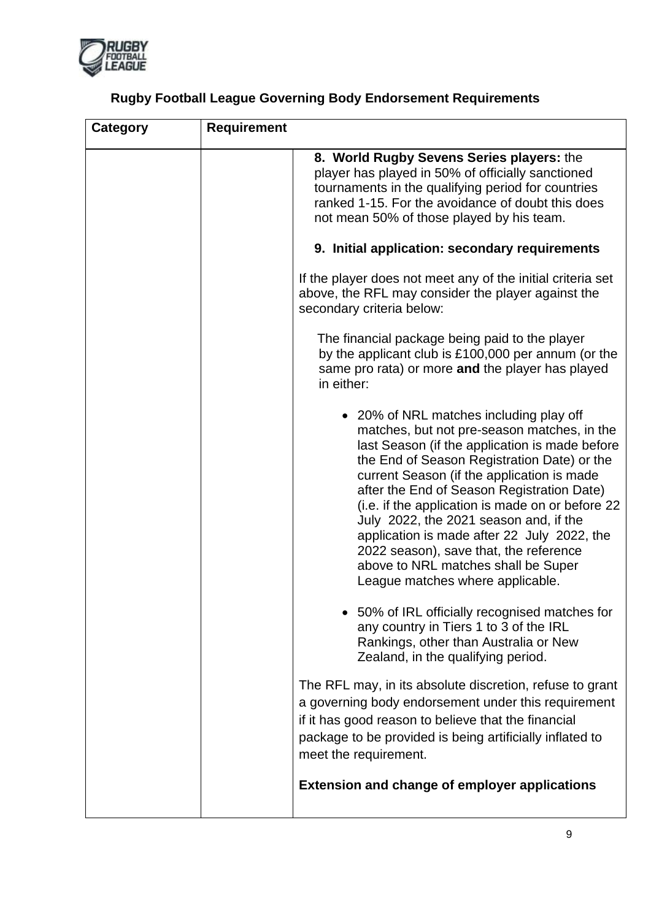## Rugby Football League Governing Body Endorsement Requirements

| Category | Requirement | |
|---|---|---|
| | | **8. World Rugby Sevens Series players:** the player has played in 50% of officially sanctioned tournaments in the qualifying period for countries ranked 1-15. For the avoidance of doubt this does not mean 50% of those played by his team.<br><br>**9. Initial application: secondary requirements**<br><br>If the player does not meet any of the initial criteria set above, the RFL may consider the player against the secondary criteria below:<br><br>The financial package being paid to the player by the applicant club is £100,000 per annum (or the same pro rata) or more **and** the player has played in either:<br><br>• 20% of NRL matches including play off matches, but not pre-season matches, in the last Season (if the application is made before the End of Season Registration Date) or the current Season (if the application is made after the End of Season Registration Date) (i.e. if the application is made on or before 22 July 2022, the 2021 season and, if the application is made after 22 July 2022, the 2022 season), save that, the reference above to NRL matches shall be Super League matches where applicable.<br><br>• 50% of IRL officially recognised matches for any country in Tiers 1 to 3 of the IRL Rankings, other than Australia or New Zealand, in the qualifying period.<br><br>The RFL may, in its absolute discretion, refuse to grant a governing body endorsement under this requirement if it has good reason to believe that the financial package to be provided is being artificially inflated to meet the requirement.<br><br>**Extension and change of employer applications** |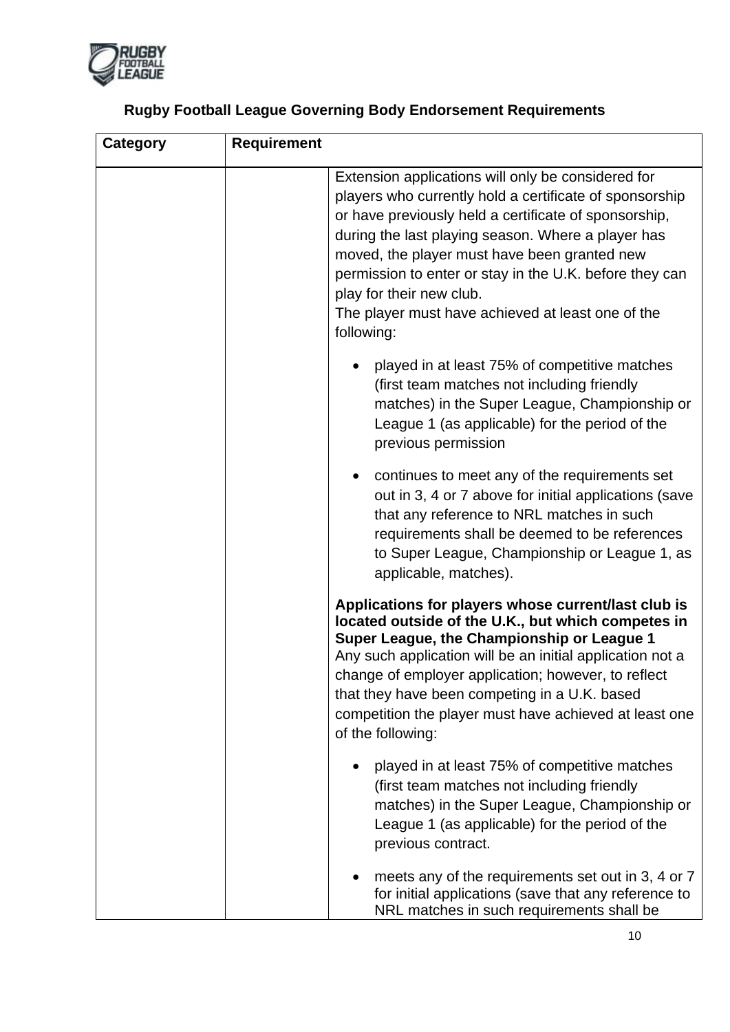## Rugby Football League Governing Body Endorsement Requirements

| Category | Requirement | |
|---|---|---|
| | | Extension applications will only be considered for players who currently hold a certificate of sponsorship or have previously held a certificate of sponsorship, during the last playing season. Where a player has moved, the player must have been granted new permission to enter or stay in the U.K. before they can play for their new club.<br>The player must have achieved at least one of the following:<br><br>• played in at least 75% of competitive matches (first team matches not including friendly matches) in the Super League, Championship or League 1 (as applicable) for the period of the previous permission<br><br>• continues to meet any of the requirements set out in 3, 4 or 7 above for initial applications (save that any reference to NRL matches in such requirements shall be deemed to be references to Super League, Championship or League 1, as applicable, matches).<br><br>**Applications for players whose current/last club is located outside of the U.K., but which competes in Super League, the Championship or League 1**<br>Any such application will be an initial application not a change of employer application; however, to reflect that they have been competing in a U.K. based competition the player must have achieved at least one of the following:<br><br>• played in at least 75% of competitive matches (first team matches not including friendly matches) in the Super League, Championship or League 1 (as applicable) for the period of the previous contract.<br><br>• meets any of the requirements set out in 3, 4 or 7 for initial applications (save that any reference to NRL matches in such requirements shall be |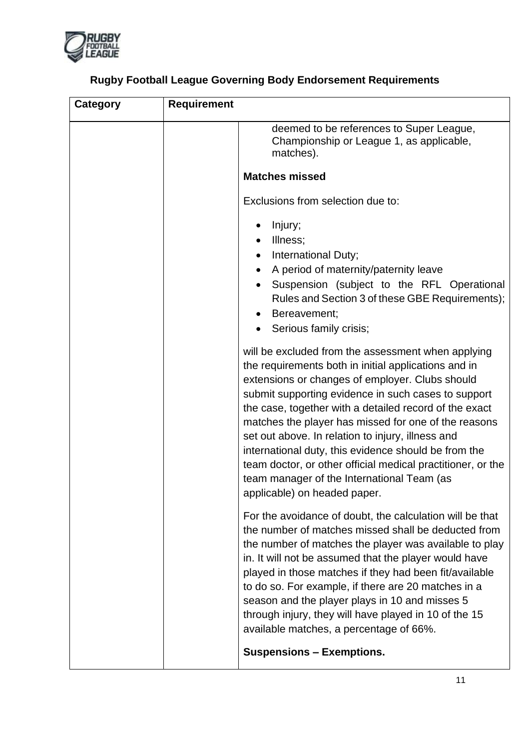## Rugby Football League Governing Body Endorsement Requirements

| Category | Requirement | |
|---|---|---|
| | | deemed to be references to Super League, Championship or League 1, as applicable, matches).<br><br>**Matches missed**<br><br>Exclusions from selection due to:<br><br>• Injury;<br>• Illness;<br>• International Duty;<br>• A period of maternity/paternity leave<br>• Suspension (subject to the RFL Operational Rules and Section 3 of these GBE Requirements);<br>• Bereavement;<br>• Serious family crisis;<br><br>will be excluded from the assessment when applying the requirements both in initial applications and in extensions or changes of employer. Clubs should submit supporting evidence in such cases to support the case, together with a detailed record of the exact matches the player has missed for one of the reasons set out above. In relation to injury, illness and international duty, this evidence should be from the team doctor, or other official medical practitioner, or the team manager of the International Team (as applicable) on headed paper.<br><br>For the avoidance of doubt, the calculation will be that the number of matches missed shall be deducted from the number of matches the player was available to play in. It will not be assumed that the player would have played in those matches if they had been fit/available to do so. For example, if there are 20 matches in a season and the player plays in 10 and misses 5 through injury, they will have played in 10 of the 15 available matches, a percentage of 66%.<br><br>**Suspensions – Exemptions.** |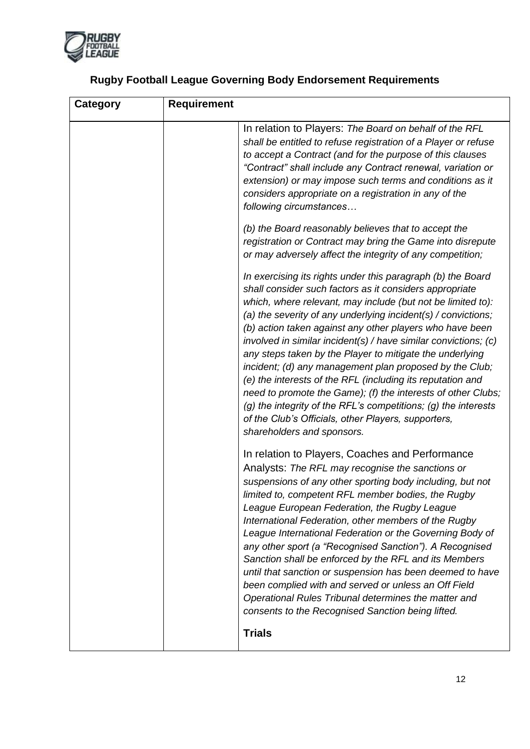## Rugby Football League Governing Body Endorsement Requirements

| Category | Requirement | |
|---|---|---|
| | | In relation to Players: *The Board on behalf of the RFL shall be entitled to refuse registration of a Player or refuse to accept a Contract (and for the purpose of this clauses "Contract" shall include any Contract renewal, variation or extension) or may impose such terms and conditions as it considers appropriate on a registration in any of the following circumstances…*<br><br>*(b) the Board reasonably believes that to accept the registration or Contract may bring the Game into disrepute or may adversely affect the integrity of any competition;*<br><br>*In exercising its rights under this paragraph (b) the Board shall consider such factors as it considers appropriate which, where relevant, may include (but not be limited to): (a) the severity of any underlying incident(s) / convictions; (b) action taken against any other players who have been involved in similar incident(s) / have similar convictions; (c) any steps taken by the Player to mitigate the underlying incident; (d) any management plan proposed by the Club; (e) the interests of the RFL (including its reputation and need to promote the Game); (f) the interests of other Clubs; (g) the integrity of the RFL's competitions; (g) the interests of the Club's Officials, other Players, supporters, shareholders and sponsors.*<br><br>In relation to Players, Coaches and Performance Analysts: *The RFL may recognise the sanctions or suspensions of any other sporting body including, but not limited to, competent RFL member bodies, the Rugby League European Federation, the Rugby League International Federation, other members of the Rugby League International Federation or the Governing Body of any other sport (a "Recognised Sanction"). A Recognised Sanction shall be enforced by the RFL and its Members until that sanction or suspension has been deemed to have been complied with and served or unless an Off Field Operational Rules Tribunal determines the matter and consents to the Recognised Sanction being lifted.*<br><br>**Trials** |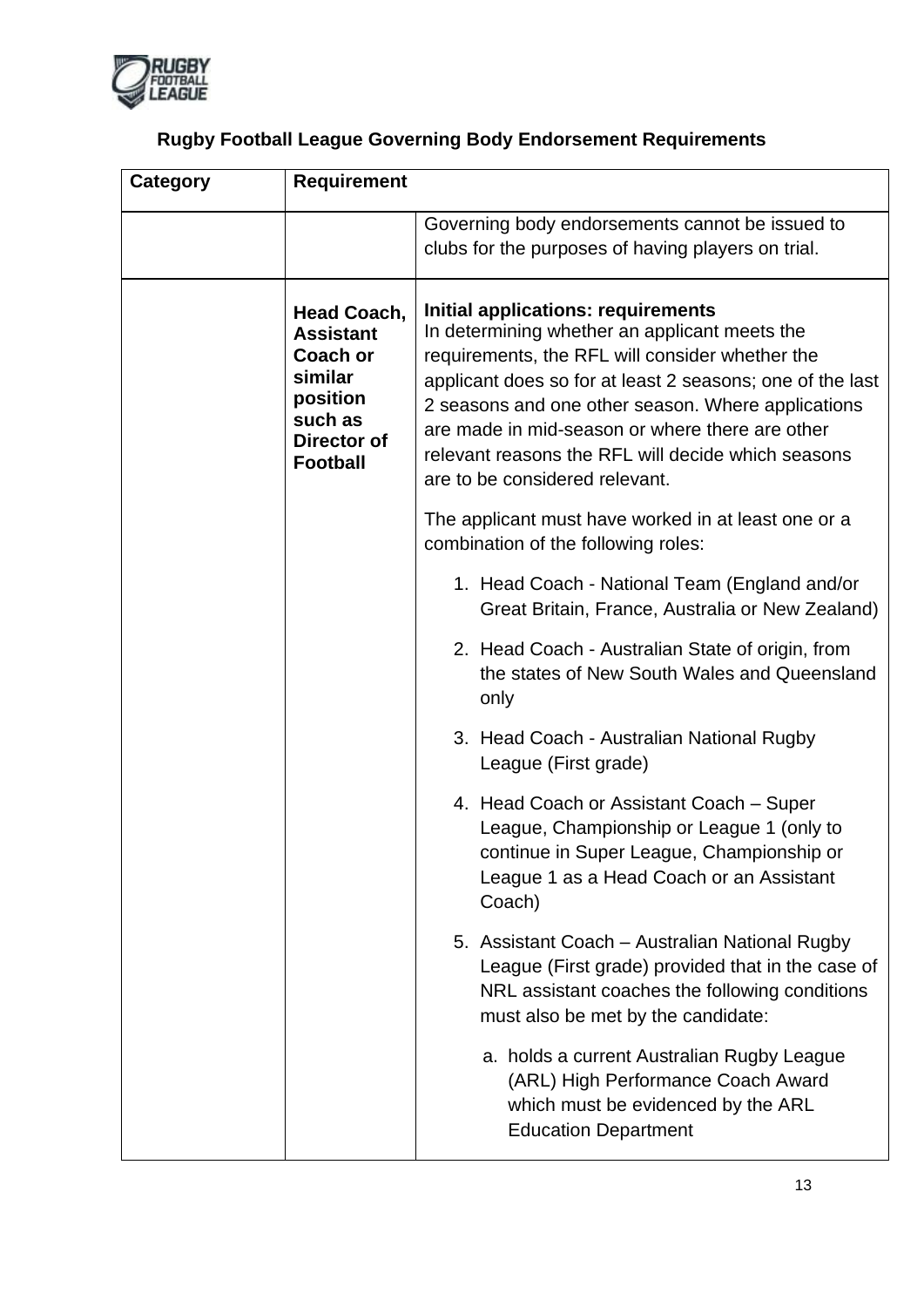**Rugby Football League Governing Body Endorsement Requirements**

| Category | Requirement | |
|---|---|---|
| | | Governing body endorsements cannot be issued to clubs for the purposes of having players on trial. |
| | **Head Coach, Assistant Coach or similar position such as Director of Football** | **Initial applications: requirements**<br>In determining whether an applicant meets the requirements, the RFL will consider whether the applicant does so for at least 2 seasons; one of the last 2 seasons and one other season. Where applications are made in mid-season or where there are other relevant reasons the RFL will decide which seasons are to be considered relevant.<br><br>The applicant must have worked in at least one or a combination of the following roles:<br><br>1. Head Coach - National Team (England and/or Great Britain, France, Australia or New Zealand)<br>2. Head Coach - Australian State of origin, from the states of New South Wales and Queensland only<br>3. Head Coach - Australian National Rugby League (First grade)<br>4. Head Coach or Assistant Coach – Super League, Championship or League 1 (only to continue in Super League, Championship or League 1 as a Head Coach or an Assistant Coach)<br>5. Assistant Coach – Australian National Rugby League (First grade) provided that in the case of NRL assistant coaches the following conditions must also be met by the candidate:<br><br>a. holds a current Australian Rugby League (ARL) High Performance Coach Award which must be evidenced by the ARL Education Department |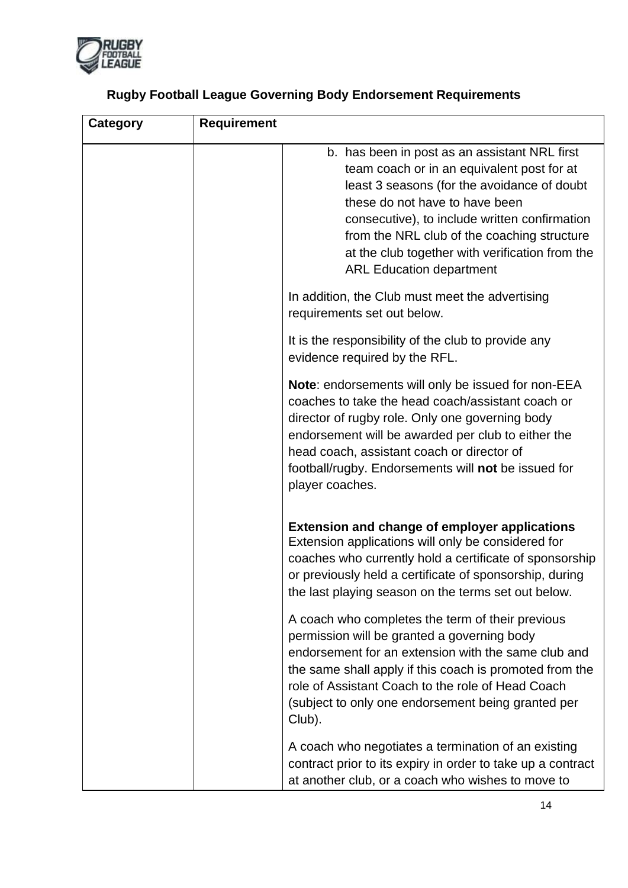**Rugby Football League Governing Body Endorsement Requirements**

| Category | Requirement | |
|---|---|---|
| | | b. has been in post as an assistant NRL first team coach or in an equivalent post for at least 3 seasons (for the avoidance of doubt these do not have to have been consecutive), to include written confirmation from the NRL club of the coaching structure at the club together with verification from the ARL Education department<br><br>In addition, the Club must meet the advertising requirements set out below.<br><br>It is the responsibility of the club to provide any evidence required by the RFL.<br><br>**Note**: endorsements will only be issued for non-EEA coaches to take the head coach/assistant coach or director of rugby role. Only one governing body endorsement will be awarded per club to either the head coach, assistant coach or director of football/rugby. Endorsements will **not** be issued for player coaches.<br><br>**Extension and change of employer applications**<br>Extension applications will only be considered for coaches who currently hold a certificate of sponsorship or previously held a certificate of sponsorship, during the last playing season on the terms set out below.<br><br>A coach who completes the term of their previous permission will be granted a governing body endorsement for an extension with the same club and the same shall apply if this coach is promoted from the role of Assistant Coach to the role of Head Coach (subject to only one endorsement being granted per Club).<br><br>A coach who negotiates a termination of an existing contract prior to its expiry in order to take up a contract at another club, or a coach who wishes to move to |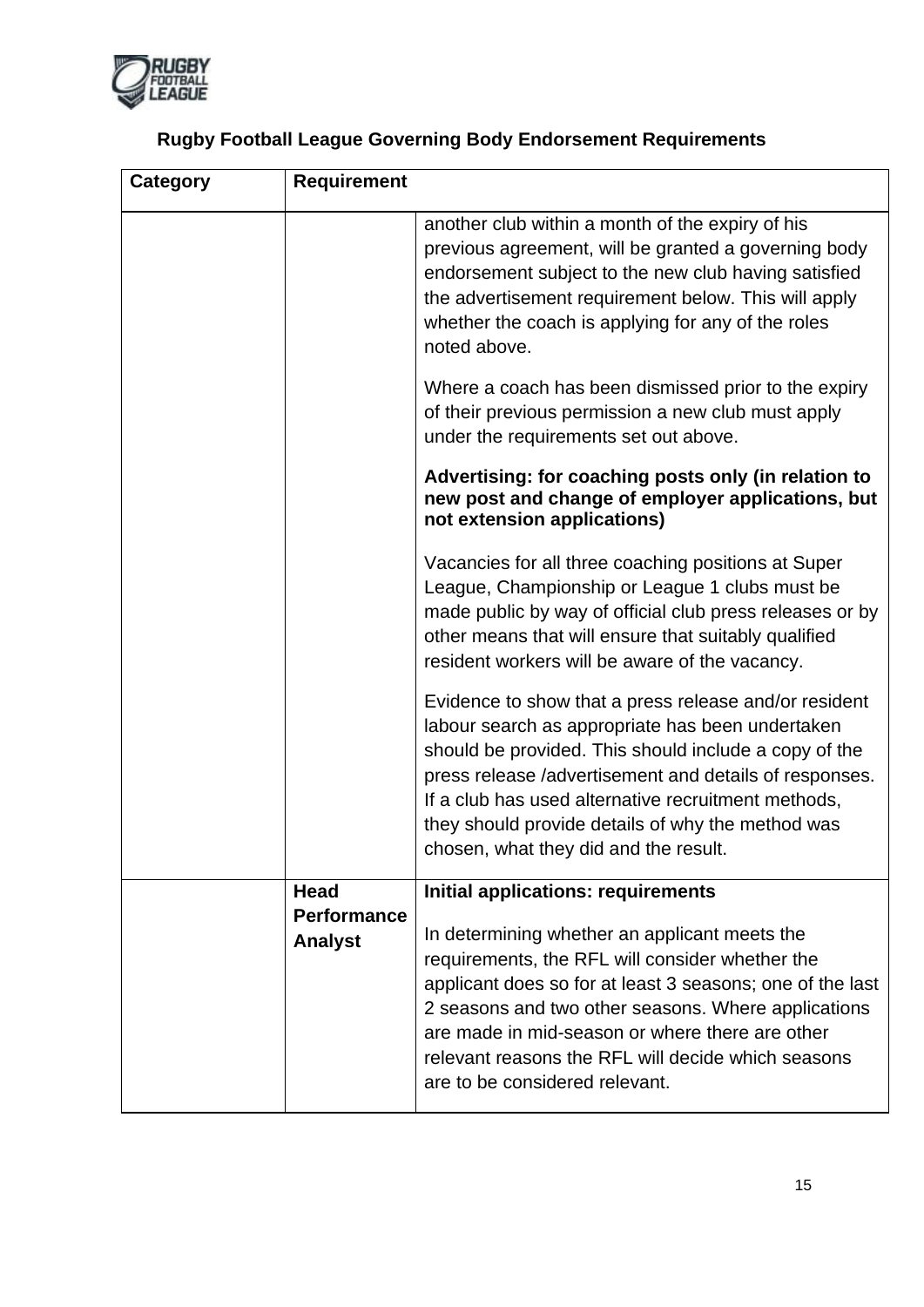## Rugby Football League Governing Body Endorsement Requirements

| Category | Requirement | |
|---|---|---|
| | | another club within a month of the expiry of his previous agreement, will be granted a governing body endorsement subject to the new club having satisfied the advertisement requirement below. This will apply whether the coach is applying for any of the roles noted above.<br><br>Where a coach has been dismissed prior to the expiry of their previous permission a new club must apply under the requirements set out above.<br><br>**Advertising: for coaching posts only (in relation to new post and change of employer applications, but not extension applications)**<br><br>Vacancies for all three coaching positions at Super League, Championship or League 1 clubs must be made public by way of official club press releases or by other means that will ensure that suitably qualified resident workers will be aware of the vacancy.<br><br>Evidence to show that a press release and/or resident labour search as appropriate has been undertaken should be provided. This should include a copy of the press release /advertisement and details of responses. If a club has used alternative recruitment methods, they should provide details of why the method was chosen, what they did and the result. |
| | **Head Performance Analyst** | **Initial applications: requirements**<br><br>In determining whether an applicant meets the requirements, the RFL will consider whether the applicant does so for at least 3 seasons; one of the last 2 seasons and two other seasons. Where applications are made in mid-season or where there are other relevant reasons the RFL will decide which seasons are to be considered relevant. |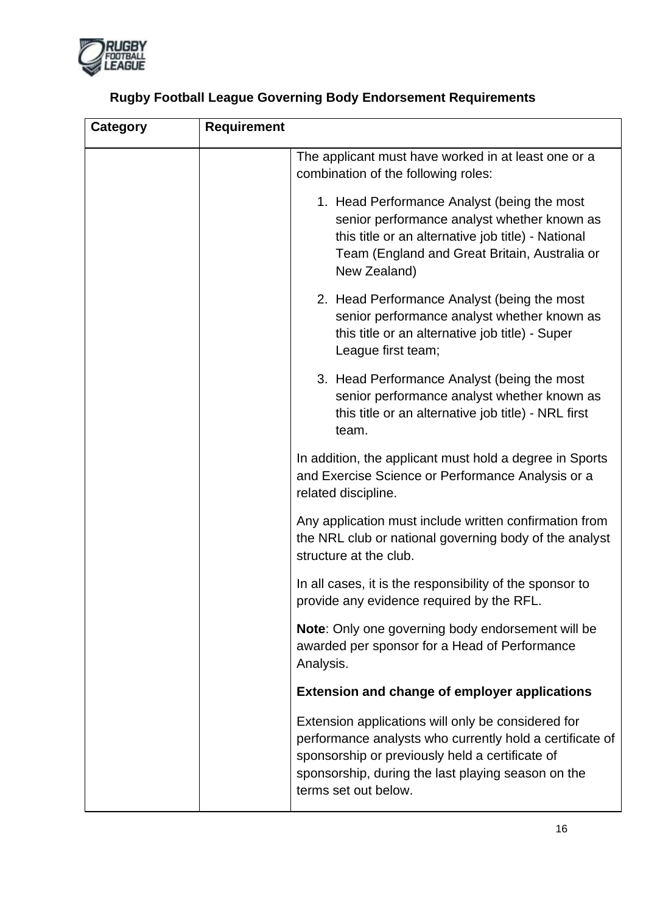## Rugby Football League Governing Body Endorsement Requirements

| Category | Requirement | |
|---|---|---|
| | | The applicant must have worked in at least one or a combination of the following roles:<br><br>1. Head Performance Analyst (being the most senior performance analyst whether known as this title or an alternative job title) - National Team (England and Great Britain, Australia or New Zealand)<br>2. Head Performance Analyst (being the most senior performance analyst whether known as this title or an alternative job title) - Super League first team;<br>3. Head Performance Analyst (being the most senior performance analyst whether known as this title or an alternative job title) - NRL first team.<br><br>In addition, the applicant must hold a degree in Sports and Exercise Science or Performance Analysis or a related discipline.<br><br>Any application must include written confirmation from the NRL club or national governing body of the analyst structure at the club.<br><br>In all cases, it is the responsibility of the sponsor to provide any evidence required by the RFL.<br><br>**Note**: Only one governing body endorsement will be awarded per sponsor for a Head of Performance Analysis.<br><br>**Extension and change of employer applications**<br><br>Extension applications will only be considered for performance analysts who currently hold a certificate of sponsorship or previously held a certificate of sponsorship, during the last playing season on the terms set out below. |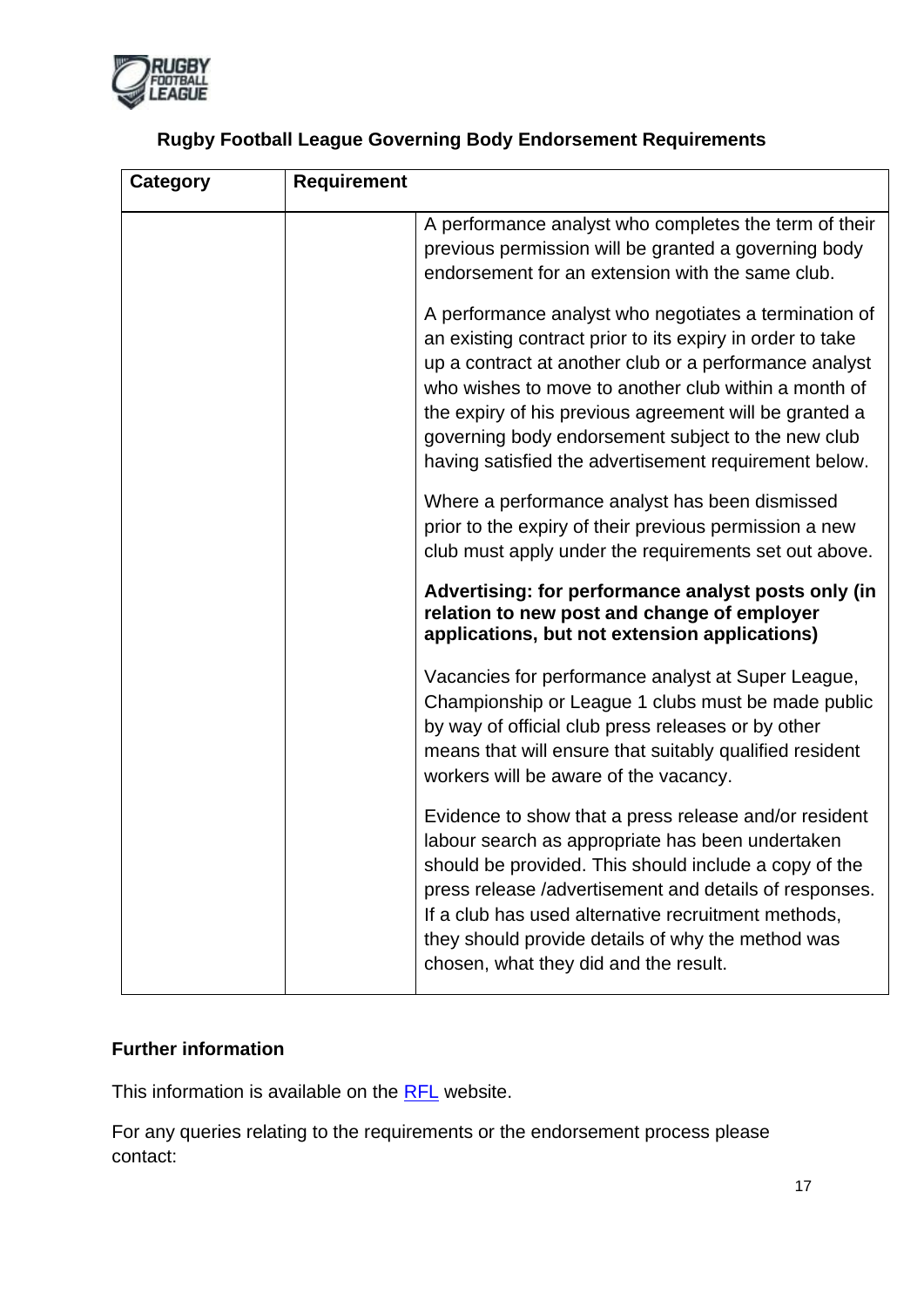**Rugby Football League Governing Body Endorsement Requirements**

| Category | Requirement | |
|---|---|---|
| | | A performance analyst who completes the term of their previous permission will be granted a governing body endorsement for an extension with the same club.<br><br>A performance analyst who negotiates a termination of an existing contract prior to its expiry in order to take up a contract at another club or a performance analyst who wishes to move to another club within a month of the expiry of his previous agreement will be granted a governing body endorsement subject to the new club having satisfied the advertisement requirement below.<br><br>Where a performance analyst has been dismissed prior to the expiry of their previous permission a new club must apply under the requirements set out above.<br><br>**Advertising: for performance analyst posts only (in relation to new post and change of employer applications, but not extension applications)**<br><br>Vacancies for performance analyst at Super League, Championship or League 1 clubs must be made public by way of official club press releases or by other means that will ensure that suitably qualified resident workers will be aware of the vacancy.<br><br>Evidence to show that a press release and/or resident labour search as appropriate has been undertaken should be provided. This should include a copy of the press release /advertisement and details of responses. If a club has used alternative recruitment methods, they should provide details of why the method was chosen, what they did and the result. |

**Further information**

This information is available on the RFL website.

For any queries relating to the requirements or the endorsement process please contact: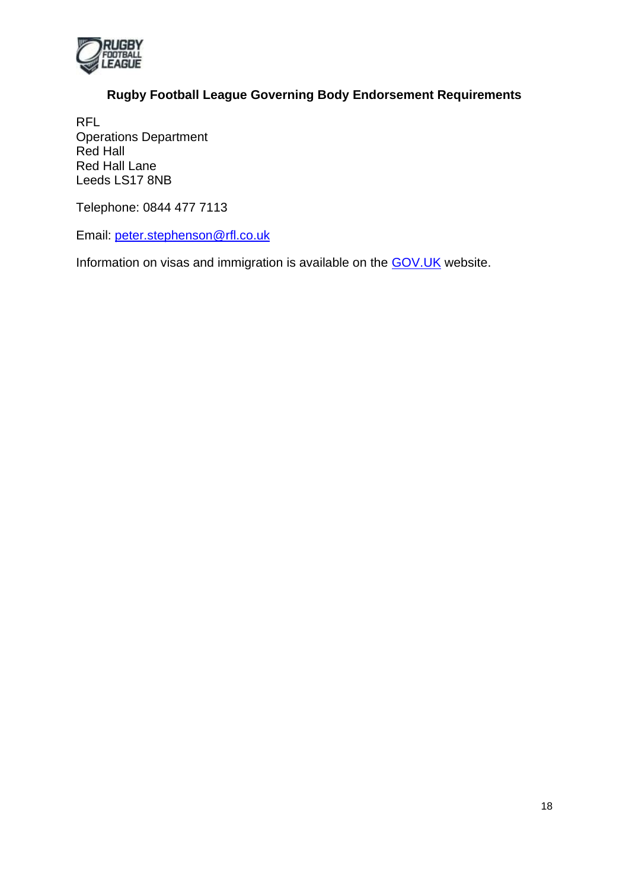## Rugby Football League Governing Body Endorsement Requirements

RFL
Operations Department
Red Hall
Red Hall Lane
Leeds LS17 8NB

Telephone: 0844 477 7113

Email: peter.stephenson@rfl.co.uk

Information on visas and immigration is available on the GOV.UK website.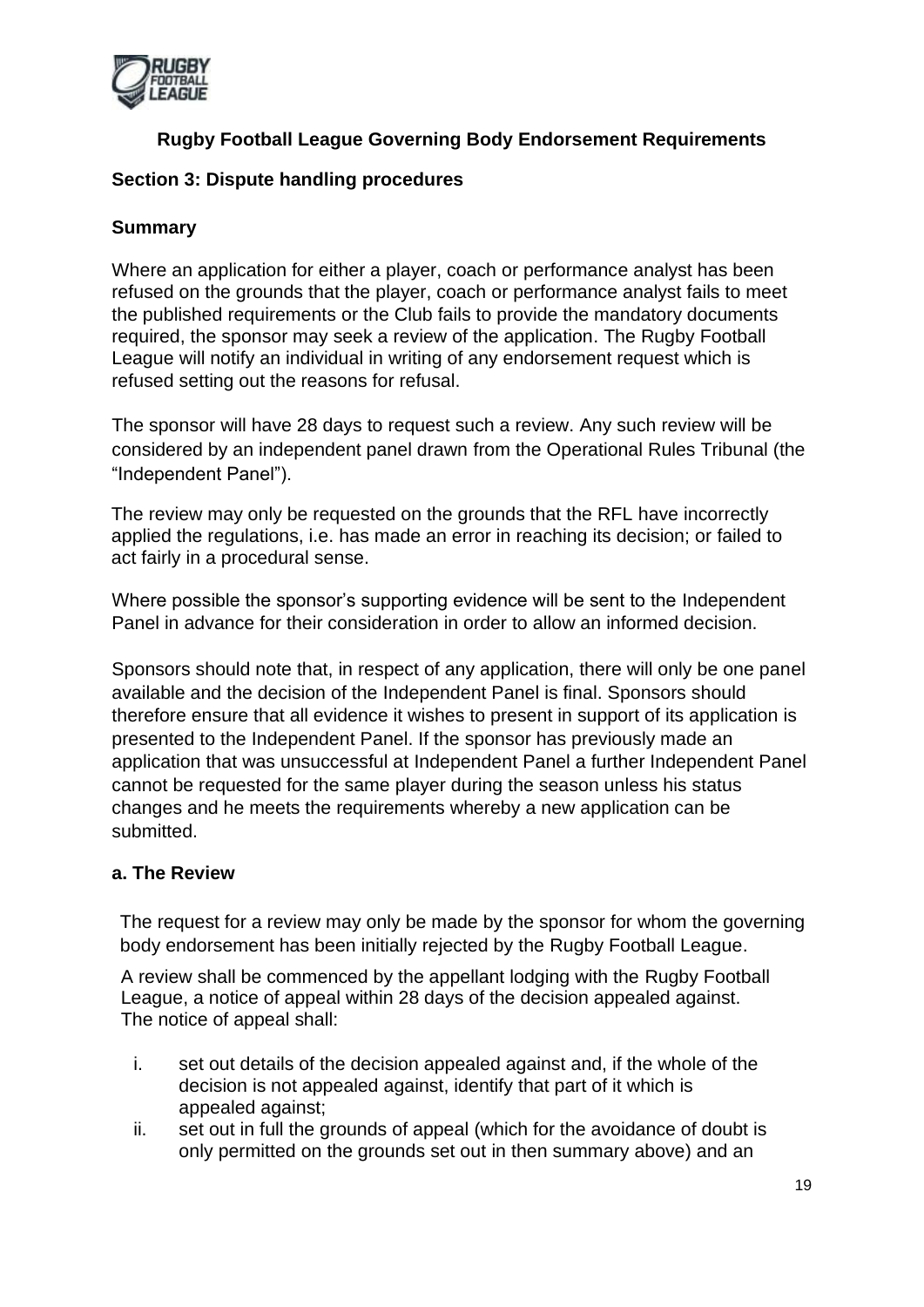**Rugby Football League Governing Body Endorsement Requirements**

**Section 3: Dispute handling procedures**

**Summary**

Where an application for either a player, coach or performance analyst has been refused on the grounds that the player, coach or performance analyst fails to meet the published requirements or the Club fails to provide the mandatory documents required, the sponsor may seek a review of the application. The Rugby Football League will notify an individual in writing of any endorsement request which is refused setting out the reasons for refusal.

The sponsor will have 28 days to request such a review. Any such review will be considered by an independent panel drawn from the Operational Rules Tribunal (the "Independent Panel").

The review may only be requested on the grounds that the RFL have incorrectly applied the regulations, i.e. has made an error in reaching its decision; or failed to act fairly in a procedural sense.

Where possible the sponsor's supporting evidence will be sent to the Independent Panel in advance for their consideration in order to allow an informed decision.

Sponsors should note that, in respect of any application, there will only be one panel available and the decision of the Independent Panel is final. Sponsors should therefore ensure that all evidence it wishes to present in support of its application is presented to the Independent Panel. If the sponsor has previously made an application that was unsuccessful at Independent Panel a further Independent Panel cannot be requested for the same player during the season unless his status changes and he meets the requirements whereby a new application can be submitted.

**a. The Review**

The request for a review may only be made by the sponsor for whom the governing body endorsement has been initially rejected by the Rugby Football League.

A review shall be commenced by the appellant lodging with the Rugby Football League, a notice of appeal within 28 days of the decision appealed against. The notice of appeal shall:

i. set out details of the decision appealed against and, if the whole of the decision is not appealed against, identify that part of it which is appealed against;
ii. set out in full the grounds of appeal (which for the avoidance of doubt is only permitted on the grounds set out in then summary above) and an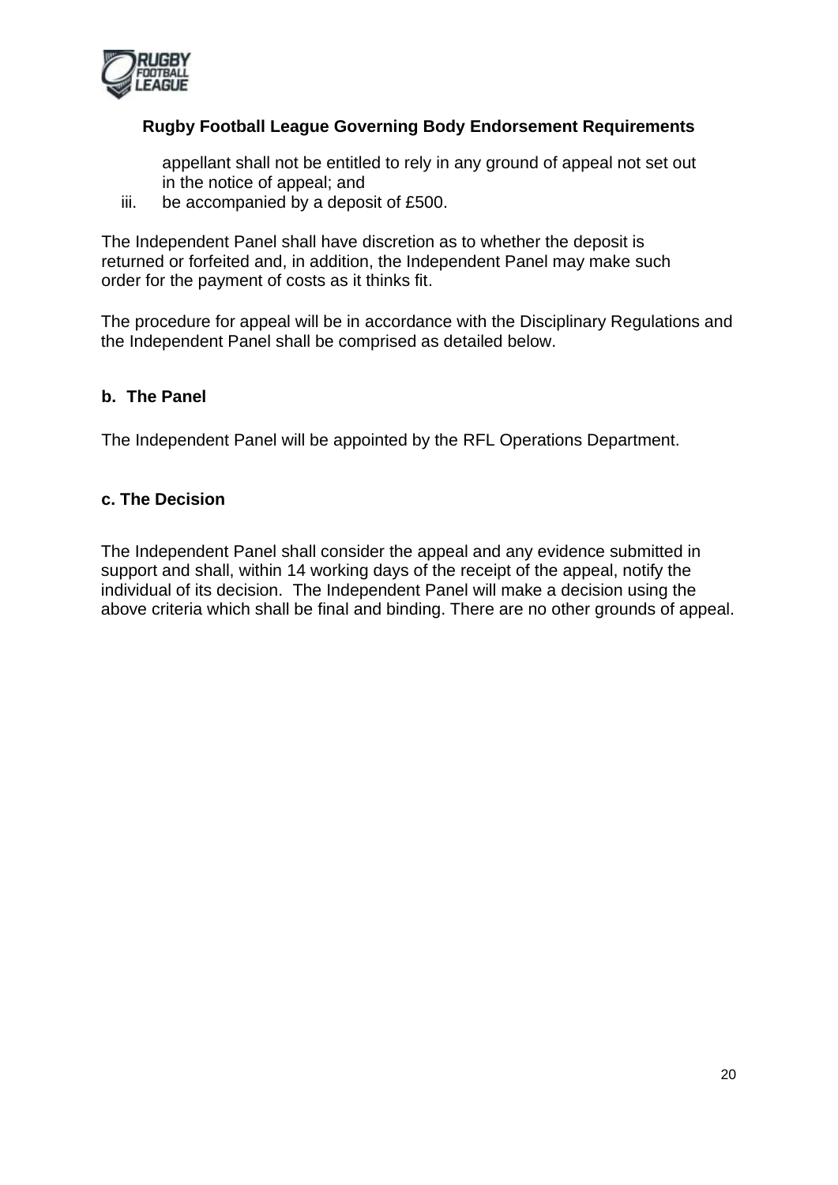appellant shall not be entitled to rely in any ground of appeal not set out in the notice of appeal; and

iii. be accompanied by a deposit of £500.

The Independent Panel shall have discretion as to whether the deposit is returned or forfeited and, in addition, the Independent Panel may make such order for the payment of costs as it thinks fit.

The procedure for appeal will be in accordance with the Disciplinary Regulations and the Independent Panel shall be comprised as detailed below.

**b. The Panel**

The Independent Panel will be appointed by the RFL Operations Department.

**c. The Decision**

The Independent Panel shall consider the appeal and any evidence submitted in support and shall, within 14 working days of the receipt of the appeal, notify the individual of its decision. The Independent Panel will make a decision using the above criteria which shall be final and binding. There are no other grounds of appeal.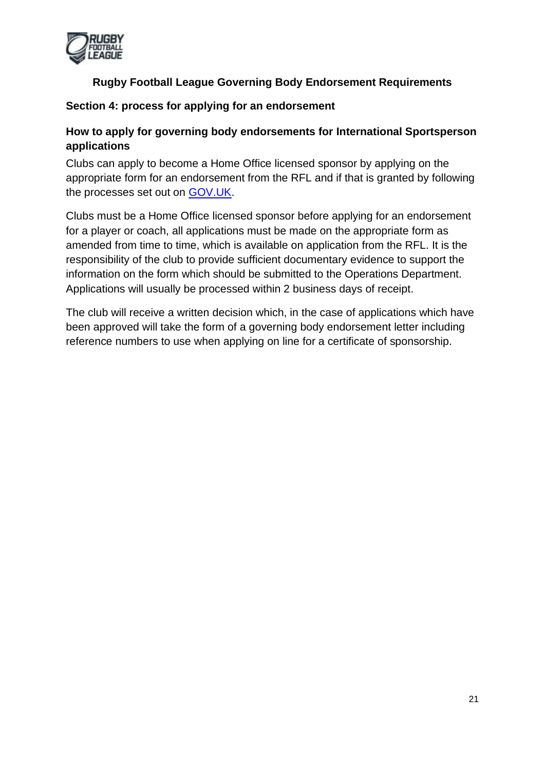**Rugby Football League Governing Body Endorsement Requirements**

## Section 4: process for applying for an endorsement

### How to apply for governing body endorsements for International Sportsperson applications

Clubs can apply to become a Home Office licensed sponsor by applying on the appropriate form for an endorsement from the RFL and if that is granted by following the processes set out on [GOV.UK](GOV.UK).

Clubs must be a Home Office licensed sponsor before applying for an endorsement for a player or coach, all applications must be made on the appropriate form as amended from time to time, which is available on application from the RFL. It is the responsibility of the club to provide sufficient documentary evidence to support the information on the form which should be submitted to the Operations Department. Applications will usually be processed within 2 business days of receipt.

The club will receive a written decision which, in the case of applications which have been approved will take the form of a governing body endorsement letter including reference numbers to use when applying on line for a certificate of sponsorship.